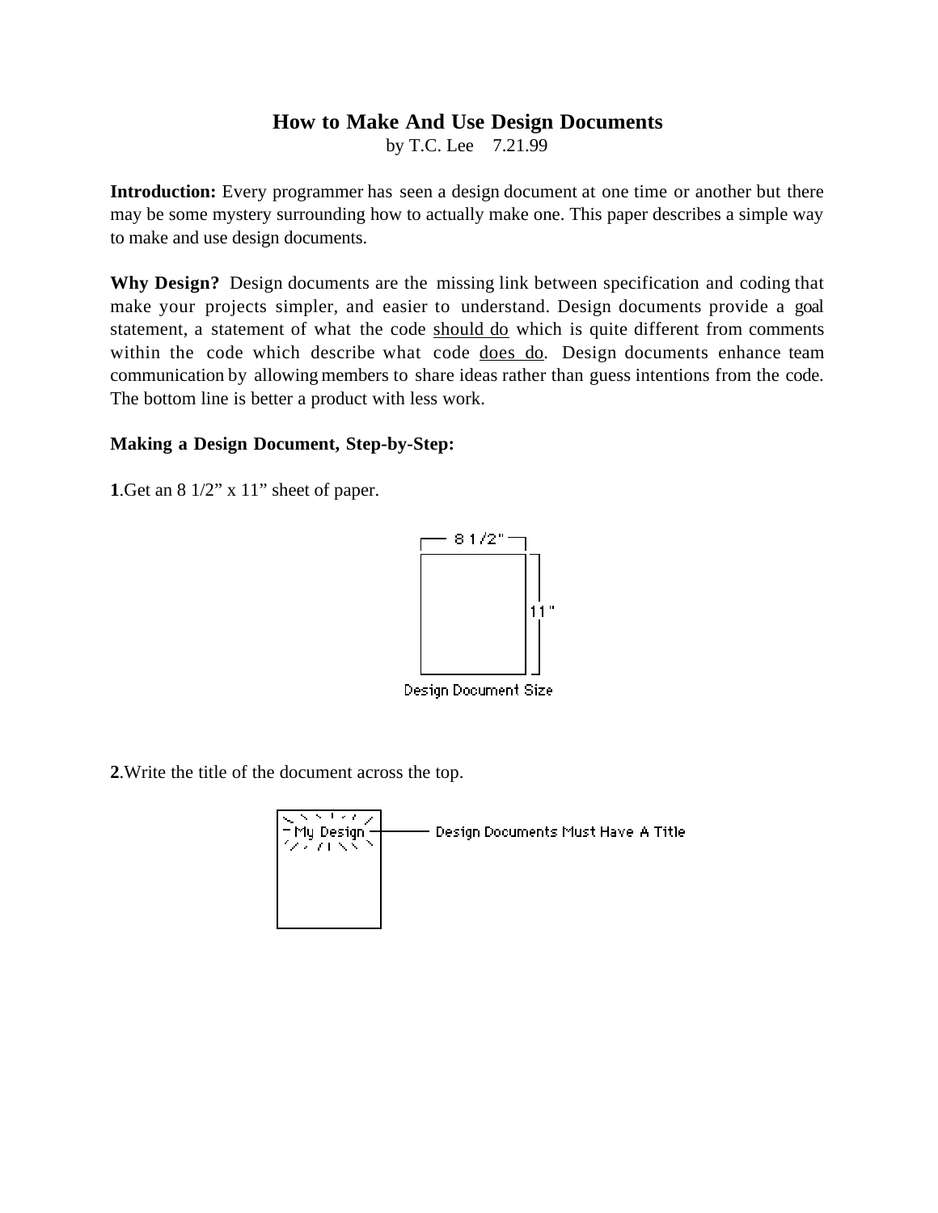# How to Make And Use Design Documents

by T.C. Lee 7.21.99

**Introduction:** Every programmer has seen a design document at one time or another but there may be some mystery surrounding how to actually make one. This paper describes a simple way to make and use design documents.

**Why Design?** Design documents are the missing link between specification and coding that make your projects simpler, and easier to understand. Design documents provide a goal statement, a statement of what the code <u>should do</u> which is quite different from comments within the code which describe what code <u>does do</u>. Design documents enhance team communication by allowing members to share ideas rather than guess intentions from the code. The bottom line is better a product with less work.

**Making a Design Document, Step-by-Step:**

**1**.Get an 8 1/2" x 11" sheet of paper.

8 1/2"

11"

Design Document Size

**2**.Write the title of the document across the top.

My Design

Design Documents Must Have A Title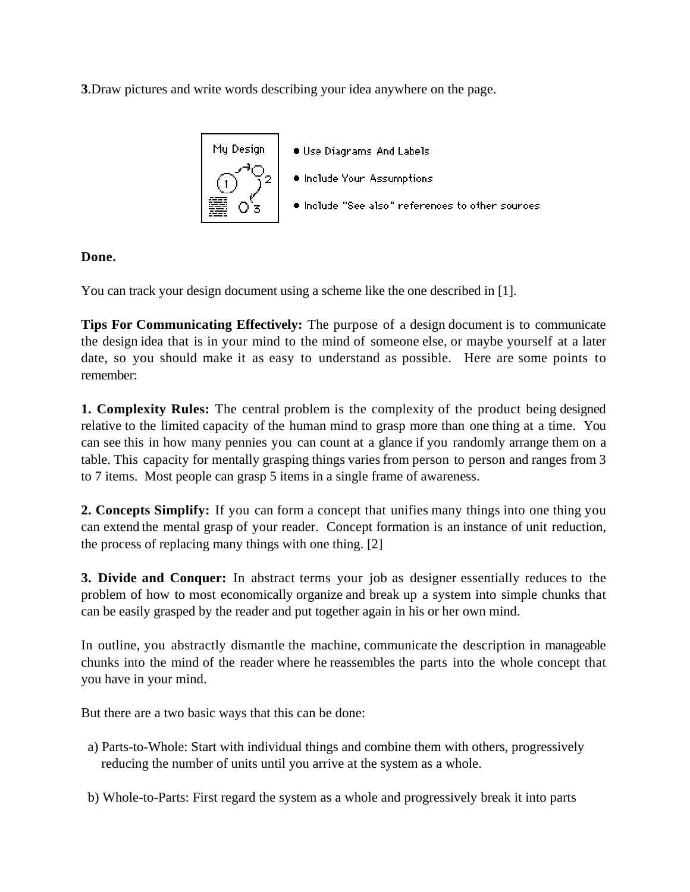**3**.Draw pictures and write words describing your idea anywhere on the page.

- Use Diagrams And Labels
- Include Your Assumptions
- Include "See also" references to other sources

**Done.**

You can track your design document using a scheme like the one described in [1].

**Tips For Communicating Effectively:** The purpose of a design document is to communicate the design idea that is in your mind to the mind of someone else, or maybe yourself at a later date, so you should make it as easy to understand as possible. Here are some points to remember:

**1. Complexity Rules:** The central problem is the complexity of the product being designed relative to the limited capacity of the human mind to grasp more than one thing at a time. You can see this in how many pennies you can count at a glance if you randomly arrange them on a table. This capacity for mentally grasping things varies from person to person and ranges from 3 to 7 items. Most people can grasp 5 items in a single frame of awareness.

**2. Concepts Simplify:** If you can form a concept that unifies many things into one thing you can extend the mental grasp of your reader. Concept formation is an instance of unit reduction, the process of replacing many things with one thing. [2]

**3. Divide and Conquer:** In abstract terms your job as designer essentially reduces to the problem of how to most economically organize and break up a system into simple chunks that can be easily grasped by the reader and put together again in his or her own mind.

In outline, you abstractly dismantle the machine, communicate the description in manageable chunks into the mind of the reader where he reassembles the parts into the whole concept that you have in your mind.

But there are a two basic ways that this can be done:

a) Parts-to-Whole: Start with individual things and combine them with others, progressively reducing the number of units until you arrive at the system as a whole.

b) Whole-to-Parts: First regard the system as a whole and progressively break it into parts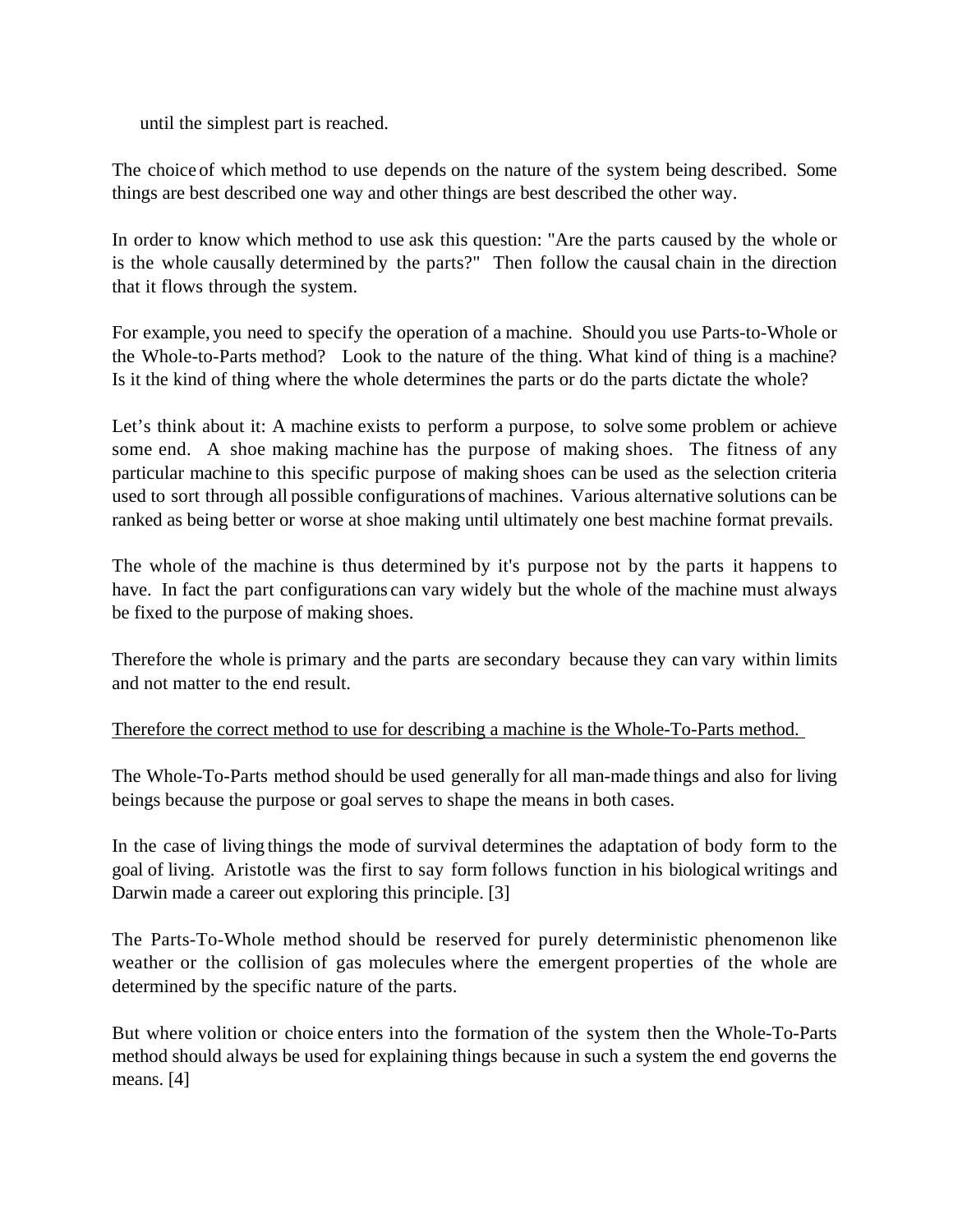until the simplest part is reached.

The choice of which method to use depends on the nature of the system being described. Some things are best described one way and other things are best described the other way.

In order to know which method to use ask this question: "Are the parts caused by the whole or is the whole causally determined by the parts?" Then follow the causal chain in the direction that it flows through the system.

For example, you need to specify the operation of a machine. Should you use Parts-to-Whole or the Whole-to-Parts method? Look to the nature of the thing. What kind of thing is a machine? Is it the kind of thing where the whole determines the parts or do the parts dictate the whole?

Let's think about it: A machine exists to perform a purpose, to solve some problem or achieve some end. A shoe making machine has the purpose of making shoes. The fitness of any particular machine to this specific purpose of making shoes can be used as the selection criteria used to sort through all possible configurations of machines. Various alternative solutions can be ranked as being better or worse at shoe making until ultimately one best machine format prevails.

The whole of the machine is thus determined by it's purpose not by the parts it happens to have. In fact the part configurations can vary widely but the whole of the machine must always be fixed to the purpose of making shoes.

Therefore the whole is primary and the parts are secondary because they can vary within limits and not matter to the end result.

<u>Therefore the correct method to use for describing a machine is the Whole-To-Parts method.</u>

The Whole-To-Parts method should be used generally for all man-made things and also for living beings because the purpose or goal serves to shape the means in both cases.

In the case of living things the mode of survival determines the adaptation of body form to the goal of living. Aristotle was the first to say form follows function in his biological writings and Darwin made a career out exploring this principle. [3]

The Parts-To-Whole method should be reserved for purely deterministic phenomenon like weather or the collision of gas molecules where the emergent properties of the whole are determined by the specific nature of the parts.

But where volition or choice enters into the formation of the system then the Whole-To-Parts method should always be used for explaining things because in such a system the end governs the means. [4]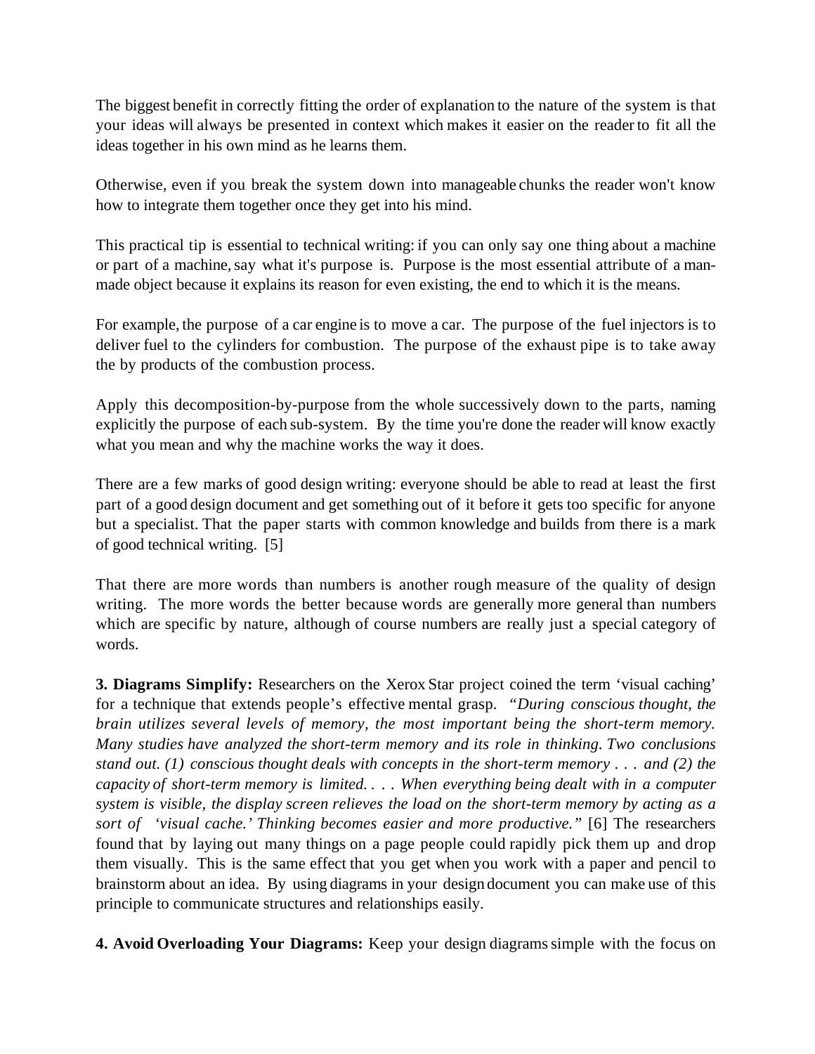The biggest benefit in correctly fitting the order of explanation to the nature of the system is that your ideas will always be presented in context which makes it easier on the reader to fit all the ideas together in his own mind as he learns them.

Otherwise, even if you break the system down into manageable chunks the reader won't know how to integrate them together once they get into his mind.

This practical tip is essential to technical writing: if you can only say one thing about a machine or part of a machine, say what it's purpose is. Purpose is the most essential attribute of a man-made object because it explains its reason for even existing, the end to which it is the means.

For example, the purpose of a car engine is to move a car. The purpose of the fuel injectors is to deliver fuel to the cylinders for combustion. The purpose of the exhaust pipe is to take away the by products of the combustion process.

Apply this decomposition-by-purpose from the whole successively down to the parts, naming explicitly the purpose of each sub-system. By the time you're done the reader will know exactly what you mean and why the machine works the way it does.

There are a few marks of good design writing: everyone should be able to read at least the first part of a good design document and get something out of it before it gets too specific for anyone but a specialist. That the paper starts with common knowledge and builds from there is a mark of good technical writing. [5]

That there are more words than numbers is another rough measure of the quality of design writing. The more words the better because words are generally more general than numbers which are specific by nature, although of course numbers are really just a special category of words.

**3. Diagrams Simplify:** Researchers on the Xerox Star project coined the term 'visual caching' for a technique that extends people's effective mental grasp. *"During conscious thought, the brain utilizes several levels of memory, the most important being the short-term memory. Many studies have analyzed the short-term memory and its role in thinking. Two conclusions stand out. (1) conscious thought deals with concepts in the short-term memory . . . and (2) the capacity of short-term memory is limited. . . . When everything being dealt with in a computer system is visible, the display screen relieves the load on the short-term memory by acting as a sort of 'visual cache.' Thinking becomes easier and more productive."* [6] The researchers found that by laying out many things on a page people could rapidly pick them up and drop them visually. This is the same effect that you get when you work with a paper and pencil to brainstorm about an idea. By using diagrams in your design document you can make use of this principle to communicate structures and relationships easily.

**4. Avoid Overloading Your Diagrams:** Keep your design diagrams simple with the focus on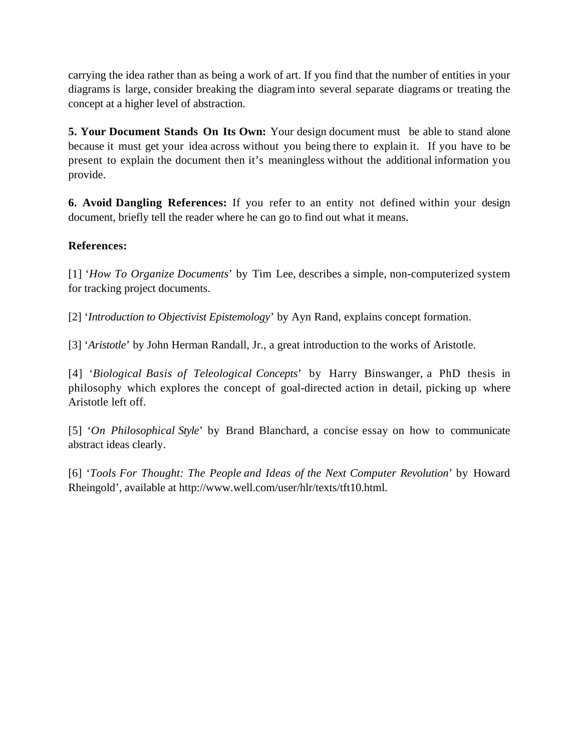carrying the idea rather than as being a work of art. If you find that the number of entities in your diagrams is large, consider breaking the diagram into several separate diagrams or treating the concept at a higher level of abstraction.

**5. Your Document Stands On Its Own:** Your design document must be able to stand alone because it must get your idea across without you being there to explain it. If you have to be present to explain the document then it's meaningless without the additional information you provide.

**6. Avoid Dangling References:** If you refer to an entity not defined within your design document, briefly tell the reader where he can go to find out what it means.

**References:**

[1] '*How To Organize Documents*' by Tim Lee, describes a simple, non-computerized system for tracking project documents.

[2] '*Introduction to Objectivist Epistemology*' by Ayn Rand, explains concept formation.

[3] '*Aristotle*' by John Herman Randall, Jr., a great introduction to the works of Aristotle.

[4] '*Biological Basis of Teleological Concepts*' by Harry Binswanger, a PhD thesis in philosophy which explores the concept of goal-directed action in detail, picking up where Aristotle left off.

[5] '*On Philosophical Style*' by Brand Blanchard, a concise essay on how to communicate abstract ideas clearly.

[6] '*Tools For Thought: The People and Ideas of the Next Computer Revolution*' by Howard Rheingold', available at http://www.well.com/user/hlr/texts/tft10.html.